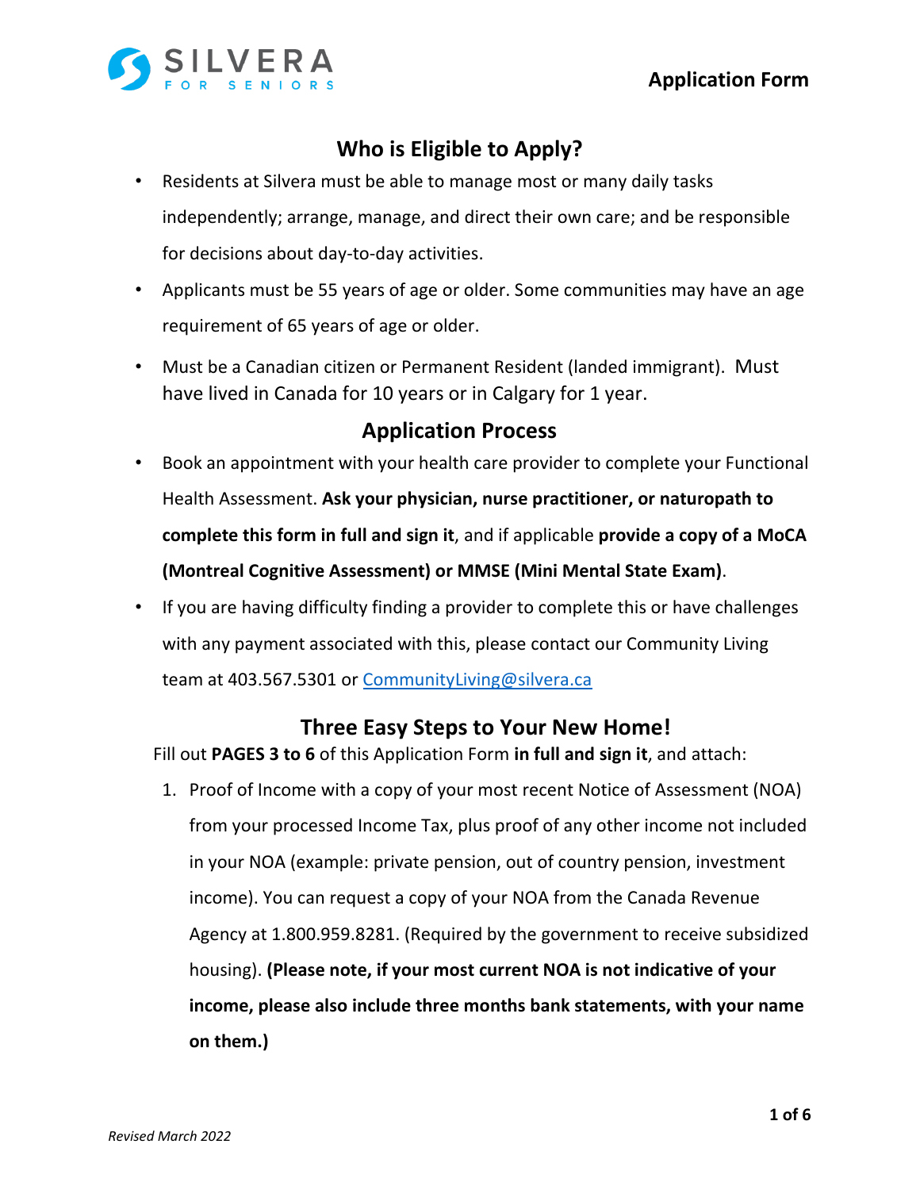# Application Form

## Who is Eligible to Apply?

- Residents at Silvera must be able to manage most or many daily tasks independently; arrange, manage, and direct their own care; and be responsible for decisions about day-to-day activities.
- Applicants must be 55 years of age or older. Some communities may have an age requirement of 65 years of age or older.
- Must be a Canadian citizen or Permanent Resident (landed immigrant). Must have lived in Canada for 10 years or in Calgary for 1 year.

## Application Process

- Book an appointment with your health care provider to complete your Functional Health Assessment. **Ask your physician, nurse practitioner, or naturopath to complete this form in full and sign it**, and if applicable **provide a copy of a MoCA (Montreal Cognitive Assessment) or MMSE (Mini Mental State Exam)**.
- If you are having difficulty finding a provider to complete this or have challenges with any payment associated with this, please contact our Community Living team at 403.567.5301 or CommunityLiving@silvera.ca

## Three Easy Steps to Your New Home!

Fill out **PAGES 3 to 6** of this Application Form **in full and sign it**, and attach:

1. Proof of Income with a copy of your most recent Notice of Assessment (NOA) from your processed Income Tax, plus proof of any other income not included in your NOA (example: private pension, out of country pension, investment income). You can request a copy of your NOA from the Canada Revenue Agency at 1.800.959.8281. (Required by the government to receive subsidized housing). **(Please note, if your most current NOA is not indicative of your income, please also include three months bank statements, with your name on them.)**

*Revised March 2022*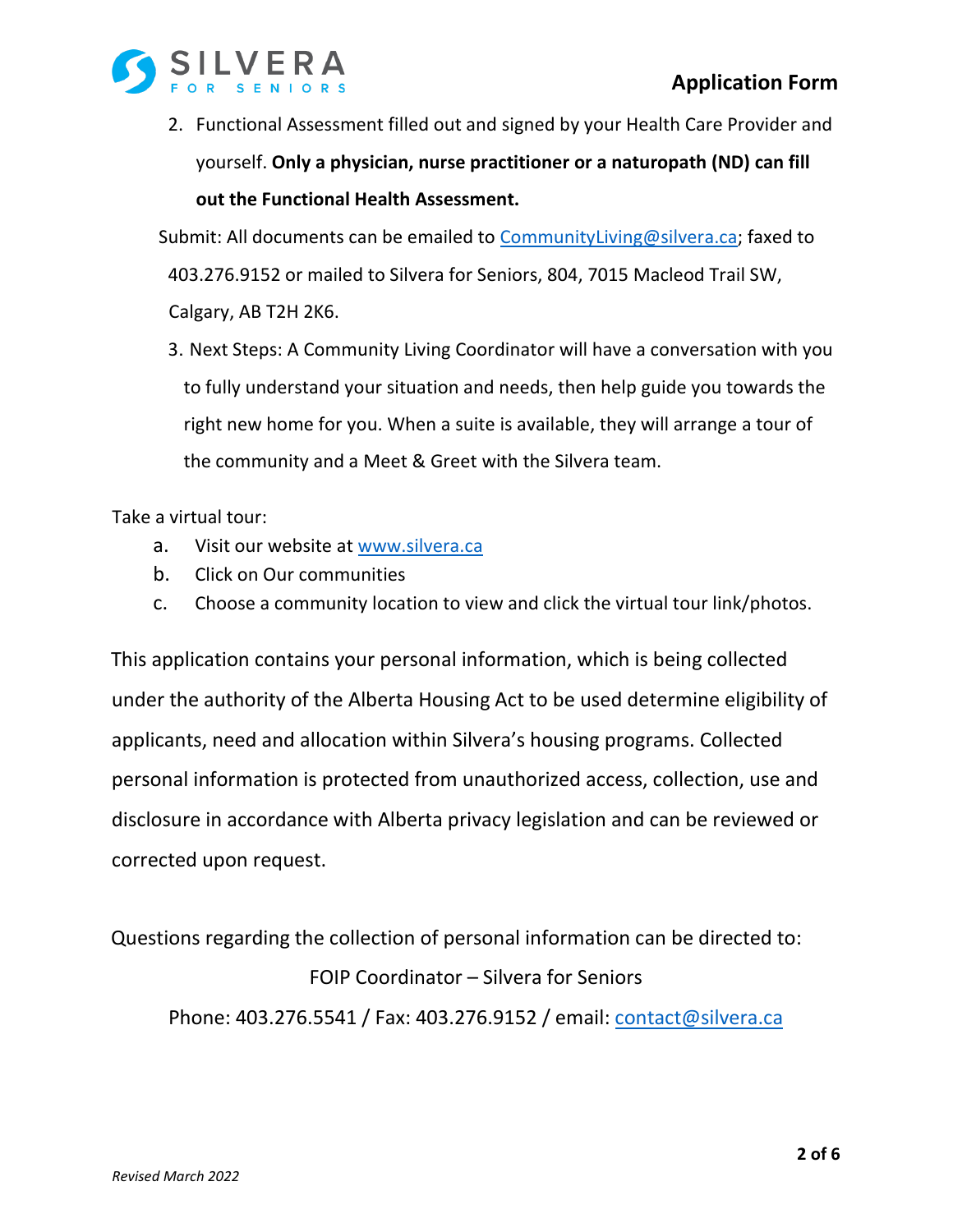2. Functional Assessment filled out and signed by your Health Care Provider and yourself. **Only a physician, nurse practitioner or a naturopath (ND) can fill out the Functional Health Assessment.**

Submit: All documents can be emailed to CommunityLiving@silvera.ca; faxed to 403.276.9152 or mailed to Silvera for Seniors, 804, 7015 Macleod Trail SW, Calgary, AB T2H 2K6.

3. Next Steps: A Community Living Coordinator will have a conversation with you to fully understand your situation and needs, then help guide you towards the right new home for you. When a suite is available, they will arrange a tour of the community and a Meet & Greet with the Silvera team.

Take a virtual tour:

a. Visit our website at www.silvera.ca
b. Click on Our communities
c. Choose a community location to view and click the virtual tour link/photos.

This application contains your personal information, which is being collected under the authority of the Alberta Housing Act to be used determine eligibility of applicants, need and allocation within Silvera's housing programs. Collected personal information is protected from unauthorized access, collection, use and disclosure in accordance with Alberta privacy legislation and can be reviewed or corrected upon request.

Questions regarding the collection of personal information can be directed to:

FOIP Coordinator – Silvera for Seniors

Phone: 403.276.5541 / Fax: 403.276.9152 / email: contact@silvera.ca

*Revised March 2022*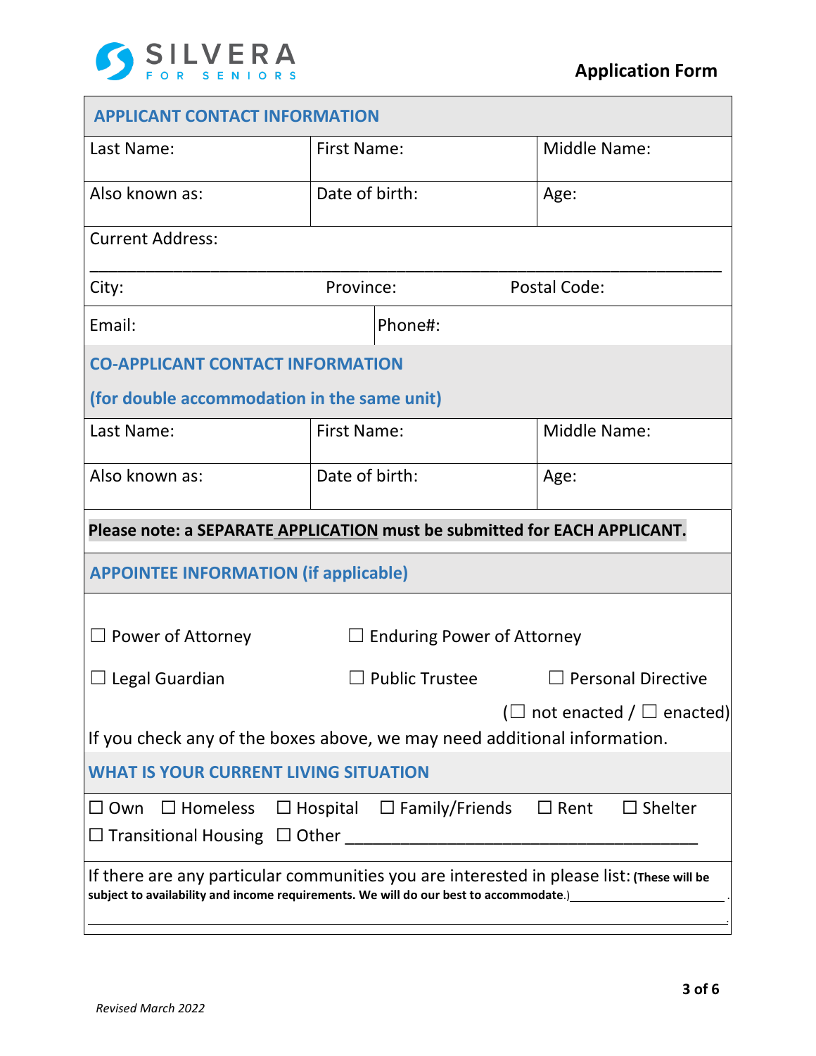SILVERA FOR SENIORS

**Application Form**

## APPLICANT CONTACT INFORMATION

| Last Name: | First Name: | Middle Name: |
|---|---|---|
| Also known as: | Date of birth: | Age: |

Current Address: ______________________________________________

City: Province: Postal Code:

| Email: | Phone#: |
|---|---|

## CO-APPLICANT CONTACT INFORMATION

## (for double accommodation in the same unit)

| Last Name: | First Name: | Middle Name: |
|---|---|---|
| Also known as: | Date of birth: | Age: |

**Please note: a SEPARATE APPLICATION must be submitted for EACH APPLICANT.**

## APPOINTEE INFORMATION (if applicable)

☐ Power of Attorney ☐ Enduring Power of Attorney

☐ Legal Guardian ☐ Public Trustee ☐ Personal Directive (☐ not enacted / ☐ enacted)

If you check any of the boxes above, we may need additional information.

## WHAT IS YOUR CURRENT LIVING SITUATION

☐ Own ☐ Homeless ☐ Hospital ☐ Family/Friends ☐ Rent ☐ Shelter

☐ Transitional Housing ☐ Other ________________________________

If there are any particular communities you are interested in please list: **(These will be subject to availability and income requirements. We will do our best to accommodate.)** ______________________ .

______________________________________________________________ .

*Revised March 2022*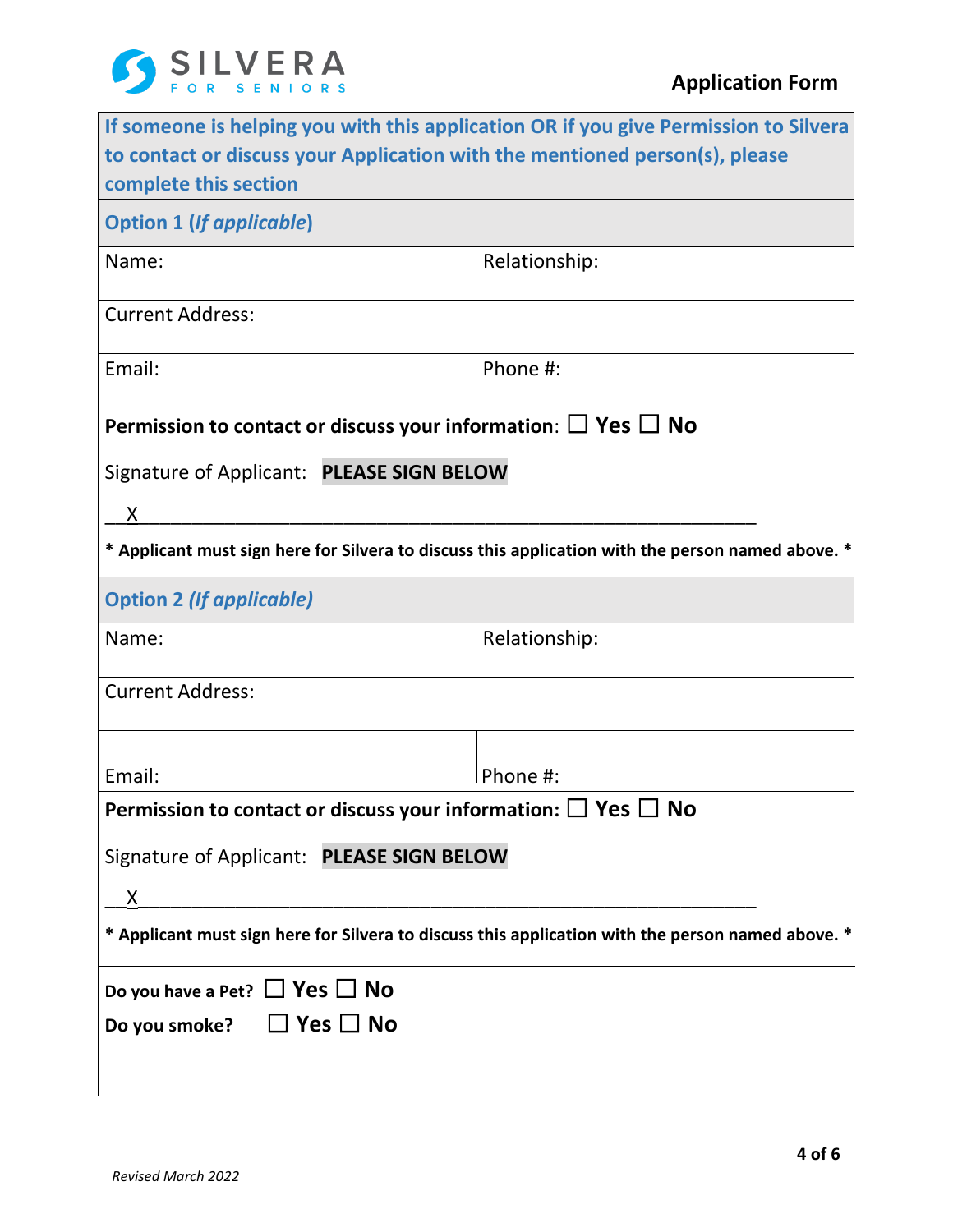SILVERA FOR SENIORS

**Application Form**

**If someone is helping you with this application OR if you give Permission to Silvera to contact or discuss your Application with the mentioned person(s), please complete this section**

**Option 1 (*If applicable*)**

| Name: | Relationship: |
|---|---|
| Current Address: | |
| Email: | Phone #: |

**Permission to contact or discuss your information**: ☐ **Yes** ☐ **No**

Signature of Applicant: **PLEASE SIGN BELOW**

__X______________________________________________________

**\* Applicant must sign here for Silvera to discuss this application with the person named above. \***

**Option 2 *(If applicable)***

| Name: | Relationship: |
|---|---|
| Current Address: | |
| Email: | Phone #: |

**Permission to contact or discuss your information:** ☐ **Yes** ☐ **No**

Signature of Applicant: **PLEASE SIGN BELOW**

__X______________________________________________________

**\* Applicant must sign here for Silvera to discuss this application with the person named above. \***

**Do you have a Pet?** ☐ **Yes** ☐ **No**

**Do you smoke?** ☐ **Yes** ☐ **No**

*Revised March 2022*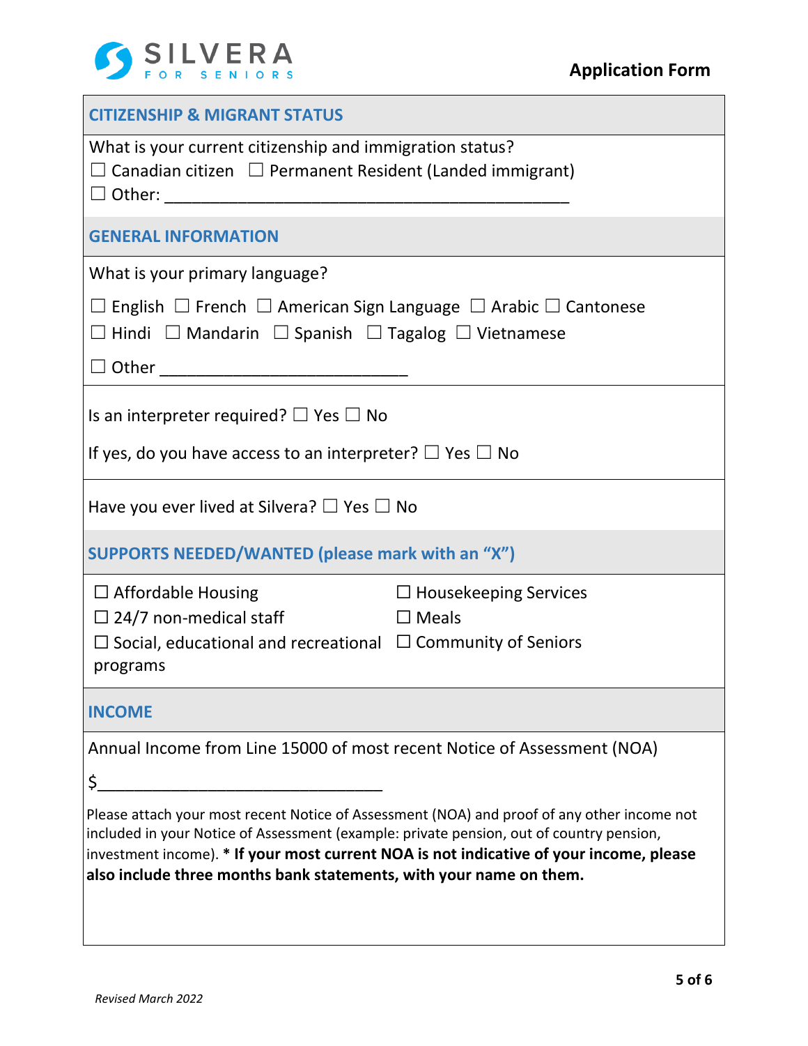## CITIZENSHIP & MIGRANT STATUS

What is your current citizenship and immigration status?

☐ Canadian citizen ☐ Permanent Resident (Landed immigrant)

☐ Other: ____________________________________________

## GENERAL INFORMATION

What is your primary language?

☐ English ☐ French ☐ American Sign Language ☐ Arabic ☐ Cantonese

☐ Hindi ☐ Mandarin ☐ Spanish ☐ Tagalog ☐ Vietnamese

☐ Other ___________________________

Is an interpreter required? ☐ Yes ☐ No

If yes, do you have access to an interpreter? ☐ Yes ☐ No

Have you ever lived at Silvera? ☐ Yes ☐ No

## SUPPORTS NEEDED/WANTED (please mark with an "X")

☐ Affordable Housing

☐ 24/7 non-medical staff

☐ Social, educational and recreational programs

☐ Housekeeping Services

☐ Meals

☐ Community of Seniors

## INCOME

Annual Income from Line 15000 of most recent Notice of Assessment (NOA)

$_______________________________

Please attach your most recent Notice of Assessment (NOA) and proof of any other income not included in your Notice of Assessment (example: private pension, out of country pension, investment income). * **If your most current NOA is not indicative of your income, please also include three months bank statements, with your name on them.**

*Revised March 2022*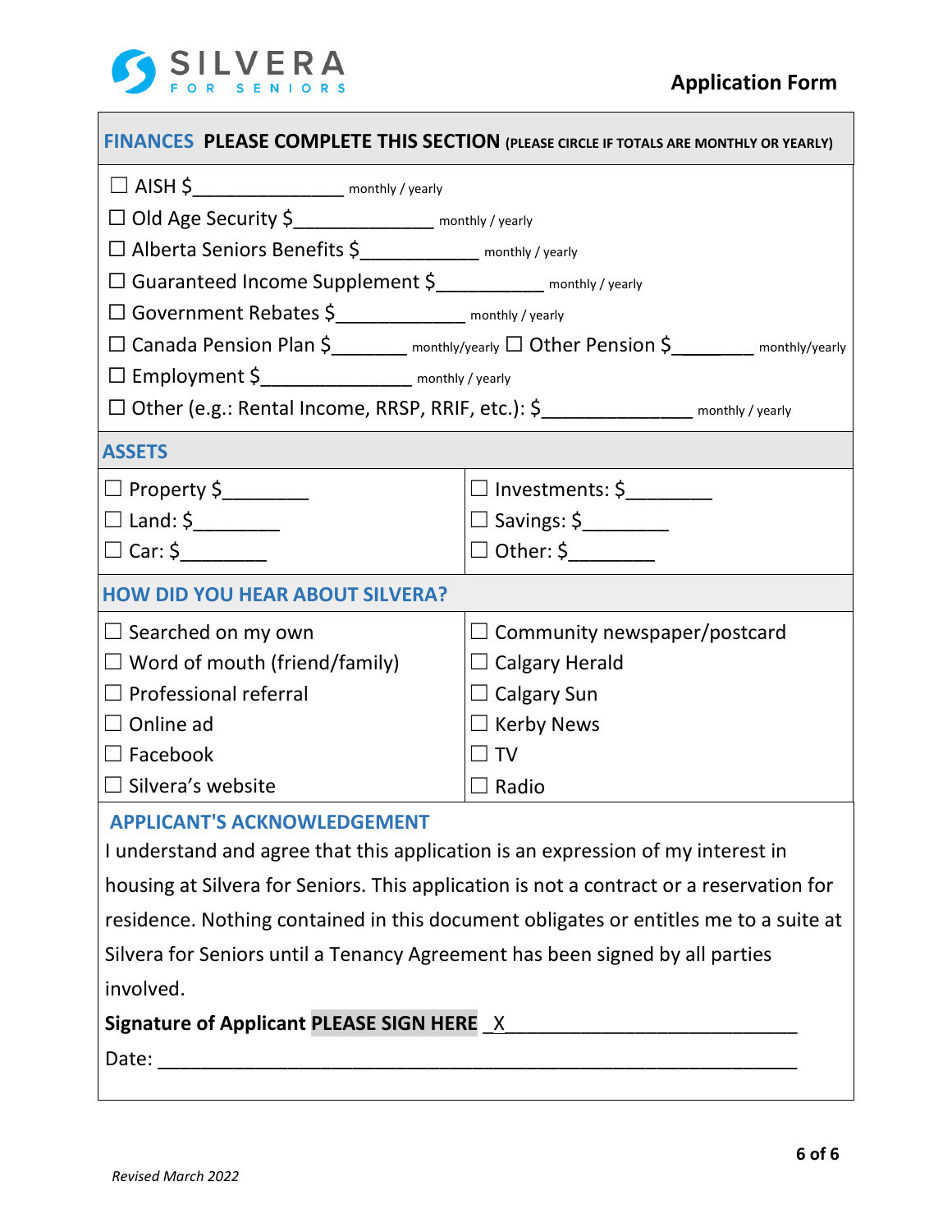SILVERA FOR SENIORS

**Application Form**

## FINANCES PLEASE COMPLETE THIS SECTION (PLEASE CIRCLE IF TOTALS ARE MONTHLY OR YEARLY)

☐ AISH $_______________ monthly / yearly

☐ Old Age Security $_____________ monthly / yearly

☐ Alberta Seniors Benefits $___________ monthly / yearly

☐ Guaranteed Income Supplement $__________ monthly / yearly

☐ Government Rebates $____________ monthly / yearly

☐ Canada Pension Plan $_______ monthly/yearly ☐ Other Pension $_______ monthly/yearly

☐ Employment $______________ monthly / yearly

☐ Other (e.g.: Rental Income, RRSP, RRIF, etc.): $______________ monthly / yearly

## ASSETS

| | |
|---|---|
| ☐ Property $________ | ☐ Investments: $________ |
| ☐ Land: $________ | ☐ Savings: $________ |
| ☐ Car: $________ | ☐ Other: $________ |

## HOW DID YOU HEAR ABOUT SILVERA?

| | |
|---|---|
| ☐ Searched on my own | ☐ Community newspaper/postcard |
| ☐ Word of mouth (friend/family) | ☐ Calgary Herald |
| ☐ Professional referral | ☐ Calgary Sun |
| ☐ Online ad | ☐ Kerby News |
| ☐ Facebook | ☐ TV |
| ☐ Silvera's website | ☐ Radio |

## APPLICANT'S ACKNOWLEDGEMENT

I understand and agree that this application is an expression of my interest in housing at Silvera for Seniors. This application is not a contract or a reservation for residence. Nothing contained in this document obligates or entitles me to a suite at Silvera for Seniors until a Tenancy Agreement has been signed by all parties involved.

**Signature of Applicant PLEASE SIGN HERE** X___________________________

Date: ____________________________________________________________

*Revised March 2022*